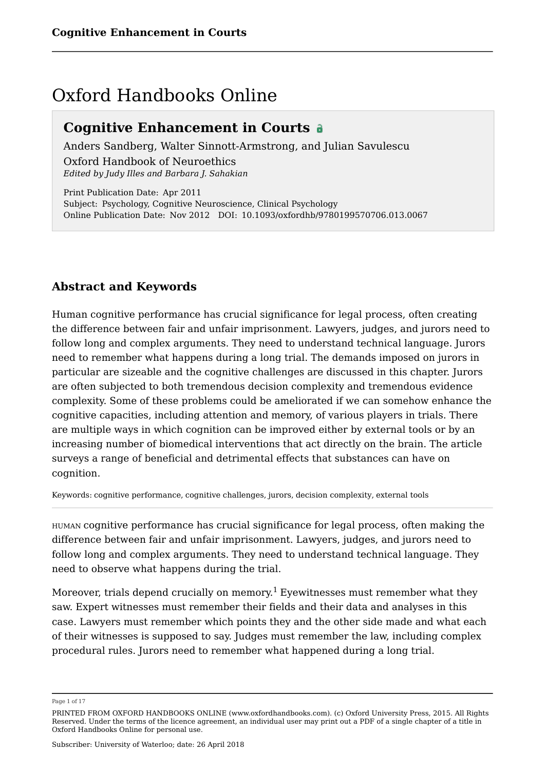# Oxford Handbooks Online

## Cognitive Enhancement in Courts

Anders Sandberg, Walter Sinnott-Armstrong, and Julian Savulescu

Oxford Handbook of Neuroethics

*Edited by Judy Illes and Barbara J. Sahakian*

Print Publication Date: Apr 2011
Subject: Psychology, Cognitive Neuroscience, Clinical Psychology
Online Publication Date: Nov 2012 DOI: 10.1093/oxfordhb/9780199570706.013.0067

### Abstract and Keywords

Human cognitive performance has crucial significance for legal process, often creating the difference between fair and unfair imprisonment. Lawyers, judges, and jurors need to follow long and complex arguments. They need to understand technical language. Jurors need to remember what happens during a long trial. The demands imposed on jurors in particular are sizeable and the cognitive challenges are discussed in this chapter. Jurors are often subjected to both tremendous decision complexity and tremendous evidence complexity. Some of these problems could be ameliorated if we can somehow enhance the cognitive capacities, including attention and memory, of various players in trials. There are multiple ways in which cognition can be improved either by external tools or by an increasing number of biomedical interventions that act directly on the brain. The article surveys a range of beneficial and detrimental effects that substances can have on cognition.

Keywords: cognitive performance, cognitive challenges, jurors, decision complexity, external tools

---

HUMAN cognitive performance has crucial significance for legal process, often making the difference between fair and unfair imprisonment. Lawyers, judges, and jurors need to follow long and complex arguments. They need to understand technical language. They need to observe what happens during the trial.

Moreover, trials depend crucially on memory.[1] Eyewitnesses must remember what they saw. Expert witnesses must remember their fields and their data and analyses in this case. Lawyers must remember which points they and the other side made and what each of their witnesses is supposed to say. Judges must remember the law, including complex procedural rules. Jurors need to remember what happened during a long trial.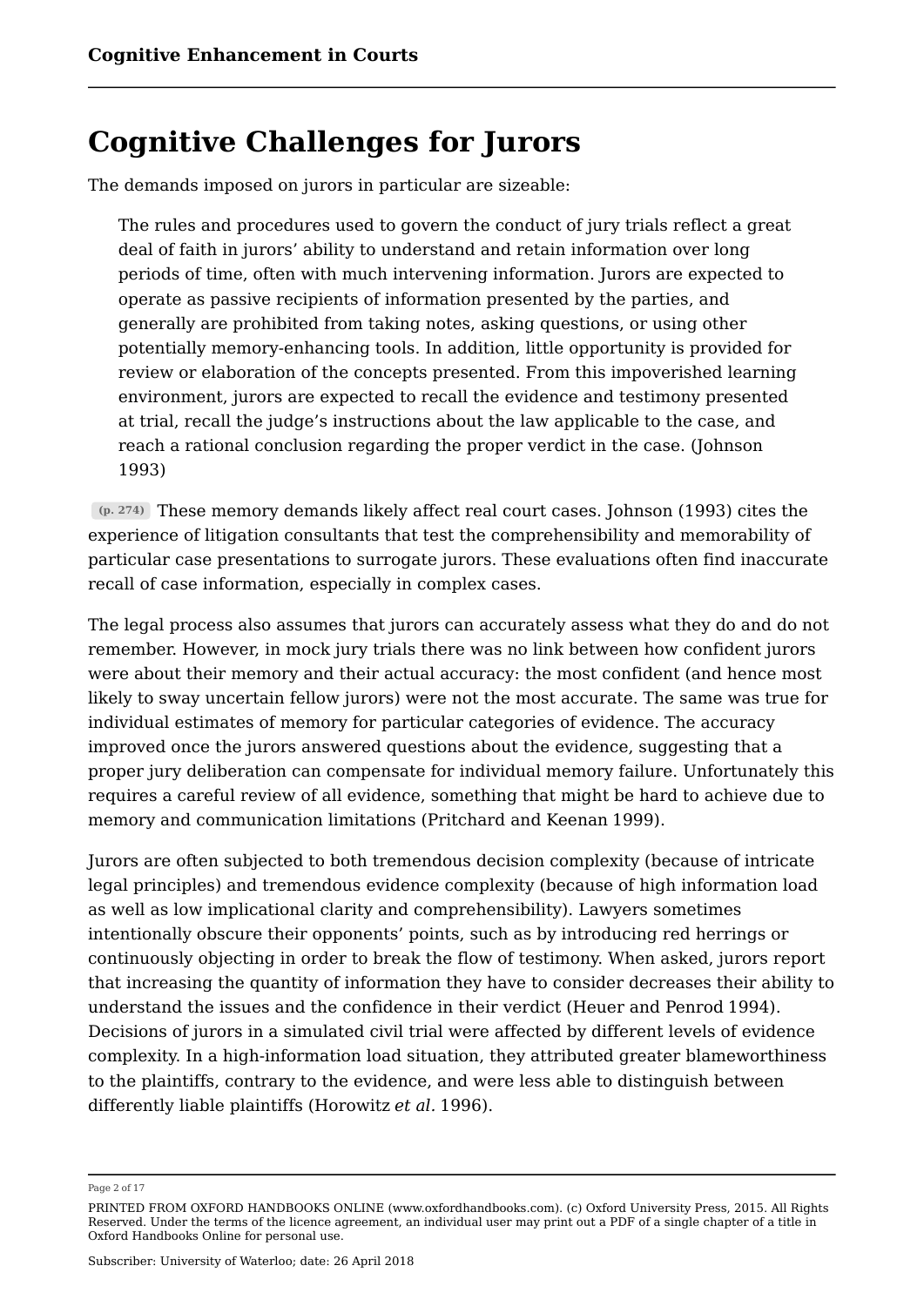# Cognitive Challenges for Jurors

The demands imposed on jurors in particular are sizeable:

> The rules and procedures used to govern the conduct of jury trials reflect a great deal of faith in jurors' ability to understand and retain information over long periods of time, often with much intervening information. Jurors are expected to operate as passive recipients of information presented by the parties, and generally are prohibited from taking notes, asking questions, or using other potentially memory-enhancing tools. In addition, little opportunity is provided for review or elaboration of the concepts presented. From this impoverished learning environment, jurors are expected to recall the evidence and testimony presented at trial, recall the judge's instructions about the law applicable to the case, and reach a rational conclusion regarding the proper verdict in the case. (Johnson 1993)

(p. 274) These memory demands likely affect real court cases. Johnson (1993) cites the experience of litigation consultants that test the comprehensibility and memorability of particular case presentations to surrogate jurors. These evaluations often find inaccurate recall of case information, especially in complex cases.

The legal process also assumes that jurors can accurately assess what they do and do not remember. However, in mock jury trials there was no link between how confident jurors were about their memory and their actual accuracy: the most confident (and hence most likely to sway uncertain fellow jurors) were not the most accurate. The same was true for individual estimates of memory for particular categories of evidence. The accuracy improved once the jurors answered questions about the evidence, suggesting that a proper jury deliberation can compensate for individual memory failure. Unfortunately this requires a careful review of all evidence, something that might be hard to achieve due to memory and communication limitations (Pritchard and Keenan 1999).

Jurors are often subjected to both tremendous decision complexity (because of intricate legal principles) and tremendous evidence complexity (because of high information load as well as low implicational clarity and comprehensibility). Lawyers sometimes intentionally obscure their opponents' points, such as by introducing red herrings or continuously objecting in order to break the flow of testimony. When asked, jurors report that increasing the quantity of information they have to consider decreases their ability to understand the issues and the confidence in their verdict (Heuer and Penrod 1994). Decisions of jurors in a simulated civil trial were affected by different levels of evidence complexity. In a high-information load situation, they attributed greater blameworthiness to the plaintiffs, contrary to the evidence, and were less able to distinguish between differently liable plaintiffs (Horowitz *et al.* 1996).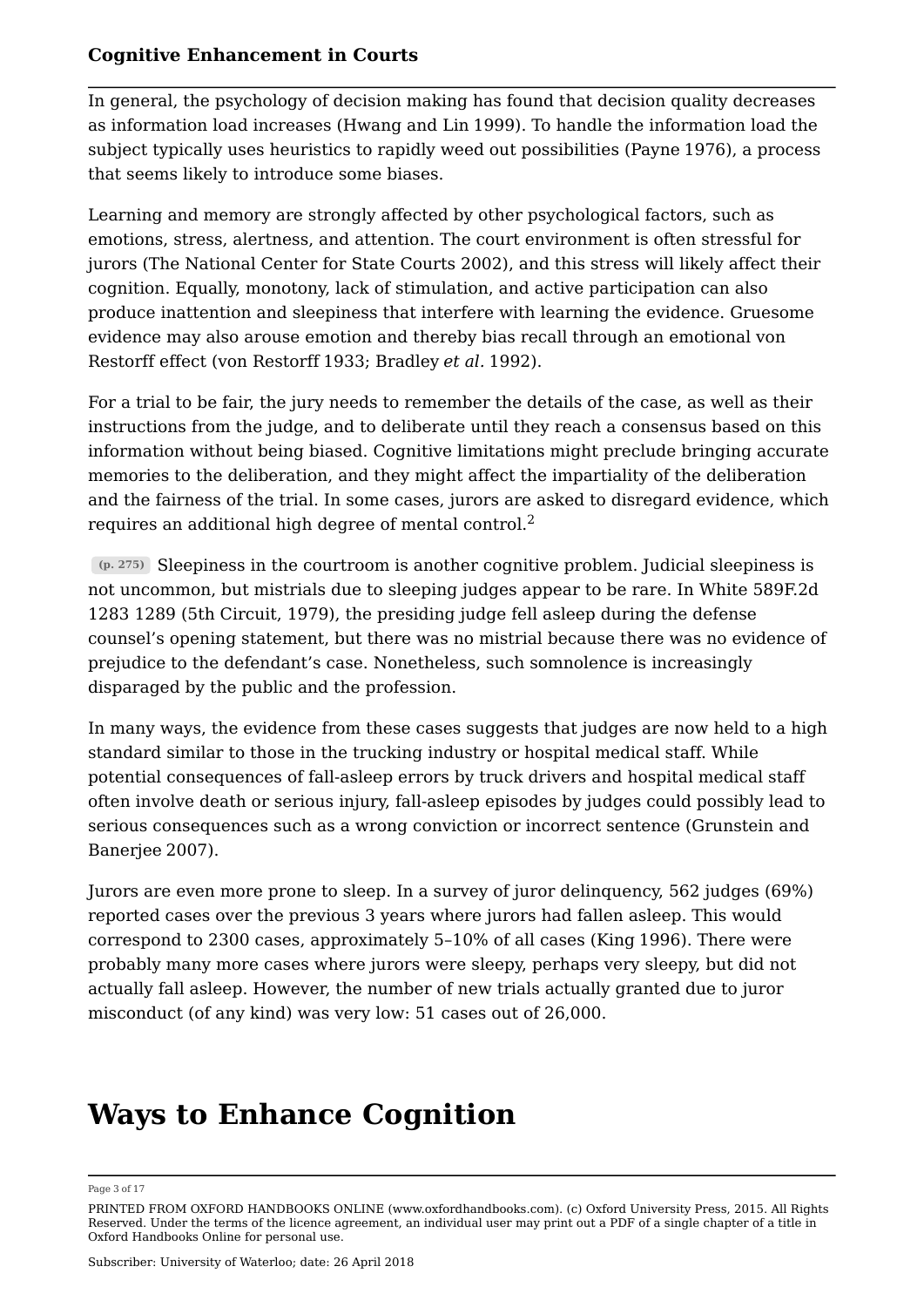In general, the psychology of decision making has found that decision quality decreases as information load increases (Hwang and Lin 1999). To handle the information load the subject typically uses heuristics to rapidly weed out possibilities (Payne 1976), a process that seems likely to introduce some biases.

Learning and memory are strongly affected by other psychological factors, such as emotions, stress, alertness, and attention. The court environment is often stressful for jurors (The National Center for State Courts 2002), and this stress will likely affect their cognition. Equally, monotony, lack of stimulation, and active participation can also produce inattention and sleepiness that interfere with learning the evidence. Gruesome evidence may also arouse emotion and thereby bias recall through an emotional von Restorff effect (von Restorff 1933; Bradley *et al.* 1992).

For a trial to be fair, the jury needs to remember the details of the case, as well as their instructions from the judge, and to deliberate until they reach a consensus based on this information without being biased. Cognitive limitations might preclude bringing accurate memories to the deliberation, and they might affect the impartiality of the deliberation and the fairness of the trial. In some cases, jurors are asked to disregard evidence, which requires an additional high degree of mental control.[2]

(p. 275) Sleepiness in the courtroom is another cognitive problem. Judicial sleepiness is not uncommon, but mistrials due to sleeping judges appear to be rare. In White 589F.2d 1283 1289 (5th Circuit, 1979), the presiding judge fell asleep during the defense counsel's opening statement, but there was no mistrial because there was no evidence of prejudice to the defendant's case. Nonetheless, such somnolence is increasingly disparaged by the public and the profession.

In many ways, the evidence from these cases suggests that judges are now held to a high standard similar to those in the trucking industry or hospital medical staff. While potential consequences of fall-asleep errors by truck drivers and hospital medical staff often involve death or serious injury, fall-asleep episodes by judges could possibly lead to serious consequences such as a wrong conviction or incorrect sentence (Grunstein and Banerjee 2007).

Jurors are even more prone to sleep. In a survey of juror delinquency, 562 judges (69%) reported cases over the previous 3 years where jurors had fallen asleep. This would correspond to 2300 cases, approximately 5–10% of all cases (King 1996). There were probably many more cases where jurors were sleepy, perhaps very sleepy, but did not actually fall asleep. However, the number of new trials actually granted due to juror misconduct (of any kind) was very low: 51 cases out of 26,000.

# Ways to Enhance Cognition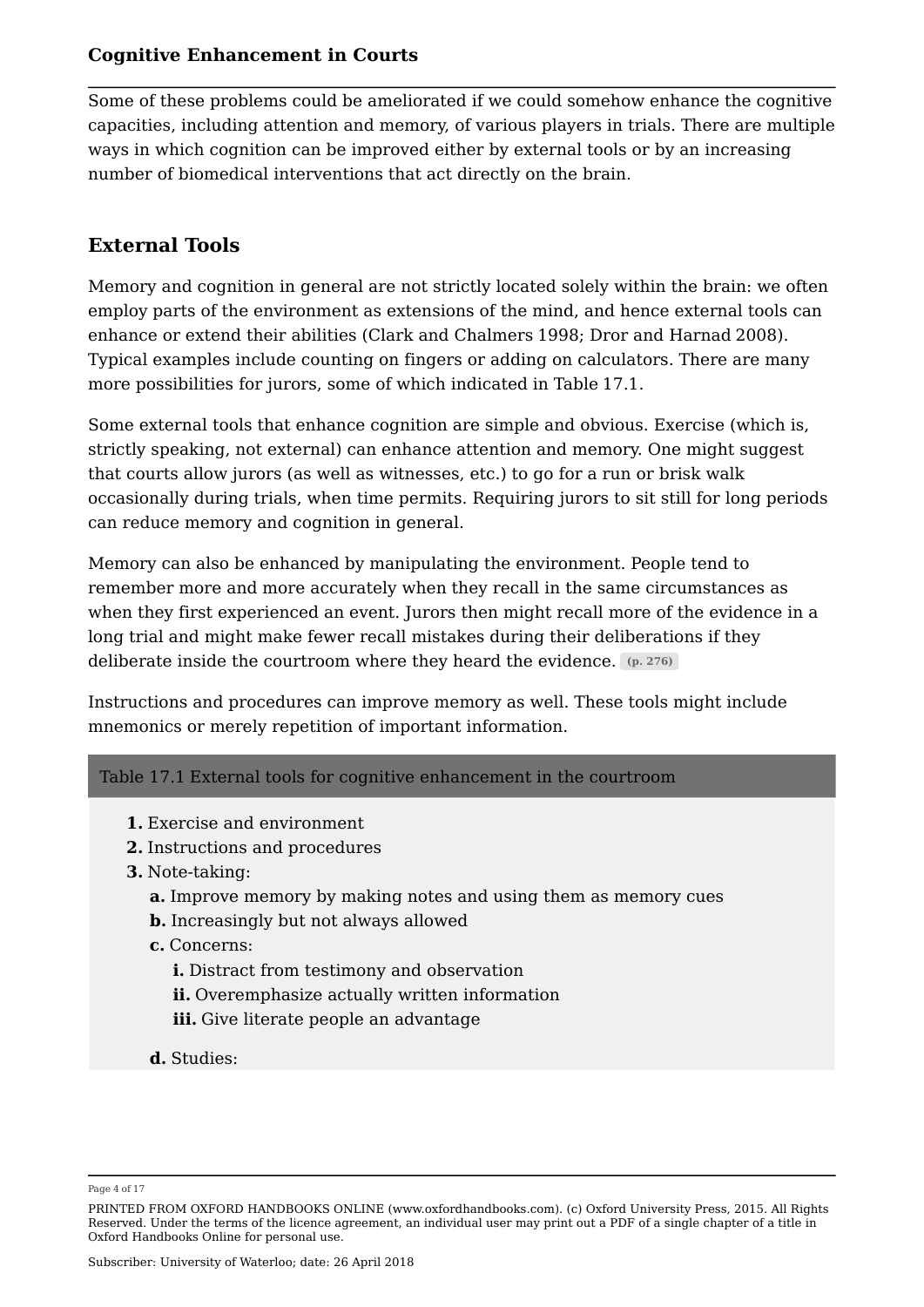Some of these problems could be ameliorated if we could somehow enhance the cognitive capacities, including attention and memory, of various players in trials. There are multiple ways in which cognition can be improved either by external tools or by an increasing number of biomedical interventions that act directly on the brain.

## External Tools

Memory and cognition in general are not strictly located solely within the brain: we often employ parts of the environment as extensions of the mind, and hence external tools can enhance or extend their abilities (Clark and Chalmers 1998; Dror and Harnad 2008). Typical examples include counting on fingers or adding on calculators. There are many more possibilities for jurors, some of which indicated in Table 17.1.

Some external tools that enhance cognition are simple and obvious. Exercise (which is, strictly speaking, not external) can enhance attention and memory. One might suggest that courts allow jurors (as well as witnesses, etc.) to go for a run or brisk walk occasionally during trials, when time permits. Requiring jurors to sit still for long periods can reduce memory and cognition in general.

Memory can also be enhanced by manipulating the environment. People tend to remember more and more accurately when they recall in the same circumstances as when they first experienced an event. Jurors then might recall more of the evidence in a long trial and might make fewer recall mistakes during their deliberations if they deliberate inside the courtroom where they heard the evidence. (p. 276)

Instructions and procedures can improve memory as well. These tools might include mnemonics or merely repetition of important information.

**Table 17.1 External tools for cognitive enhancement in the courtroom**

1. Exercise and environment
2. Instructions and procedures
3. Note-taking:
   - a. Improve memory by making notes and using them as memory cues
   - b. Increasingly but not always allowed
   - c. Concerns:
     - i. Distract from testimony and observation
     - ii. Overemphasize actually written information
     - iii. Give literate people an advantage
   - d. Studies: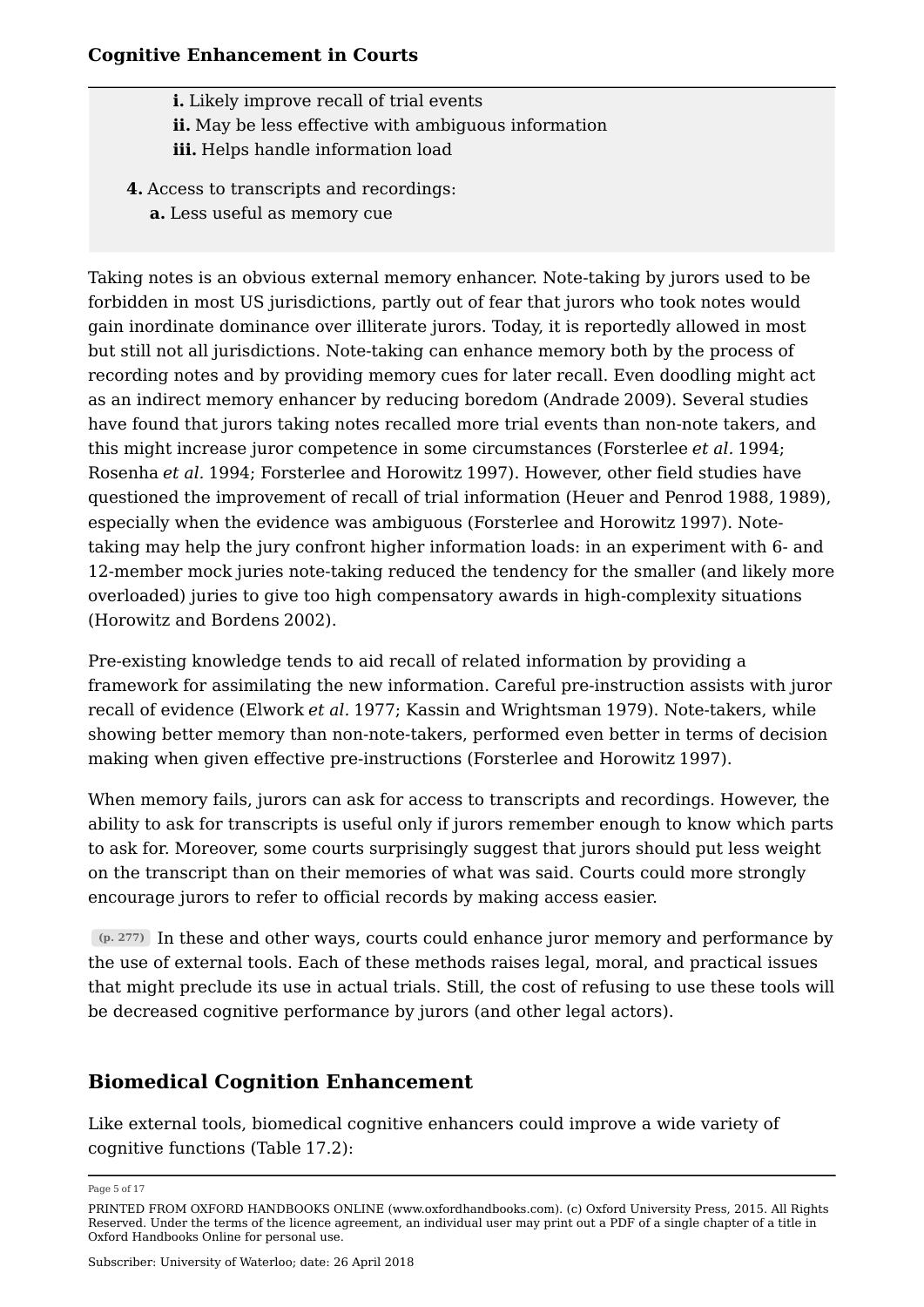i. Likely improve recall of trial events
ii. May be less effective with ambiguous information
iii. Helps handle information load

4. Access to transcripts and recordings:
   a. Less useful as memory cue

Taking notes is an obvious external memory enhancer. Note-taking by jurors used to be forbidden in most US jurisdictions, partly out of fear that jurors who took notes would gain inordinate dominance over illiterate jurors. Today, it is reportedly allowed in most but still not all jurisdictions. Note-taking can enhance memory both by the process of recording notes and by providing memory cues for later recall. Even doodling might act as an indirect memory enhancer by reducing boredom (Andrade 2009). Several studies have found that jurors taking notes recalled more trial events than non-note takers, and this might increase juror competence in some circumstances (Forsterlee *et al.* 1994; Rosenha *et al.* 1994; Forsterlee and Horowitz 1997). However, other field studies have questioned the improvement of recall of trial information (Heuer and Penrod 1988, 1989), especially when the evidence was ambiguous (Forsterlee and Horowitz 1997). Note-taking may help the jury confront higher information loads: in an experiment with 6- and 12-member mock juries note-taking reduced the tendency for the smaller (and likely more overloaded) juries to give too high compensatory awards in high-complexity situations (Horowitz and Bordens 2002).

Pre-existing knowledge tends to aid recall of related information by providing a framework for assimilating the new information. Careful pre-instruction assists with juror recall of evidence (Elwork *et al.* 1977; Kassin and Wrightsman 1979). Note-takers, while showing better memory than non-note-takers, performed even better in terms of decision making when given effective pre-instructions (Forsterlee and Horowitz 1997).

When memory fails, jurors can ask for access to transcripts and recordings. However, the ability to ask for transcripts is useful only if jurors remember enough to know which parts to ask for. Moreover, some courts surprisingly suggest that jurors should put less weight on the transcript than on their memories of what was said. Courts could more strongly encourage jurors to refer to official records by making access easier.

(p. 277) In these and other ways, courts could enhance juror memory and performance by the use of external tools. Each of these methods raises legal, moral, and practical issues that might preclude its use in actual trials. Still, the cost of refusing to use these tools will be decreased cognitive performance by jurors (and other legal actors).

## Biomedical Cognition Enhancement

Like external tools, biomedical cognitive enhancers could improve a wide variety of cognitive functions (Table 17.2):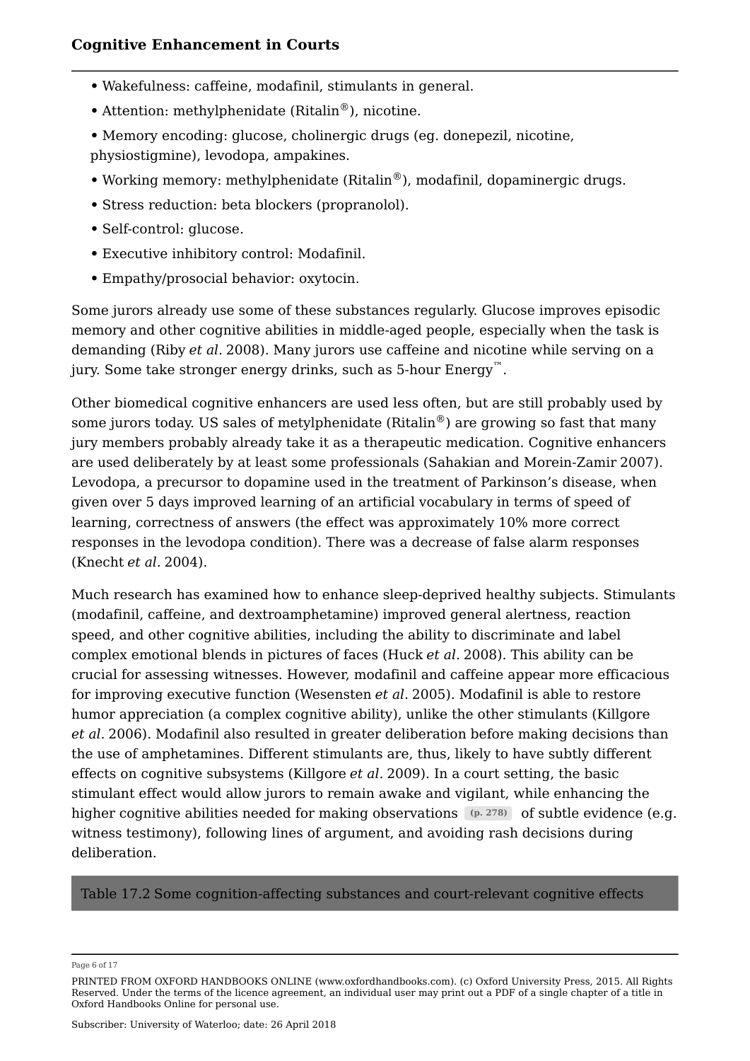- Wakefulness: caffeine, modafinil, stimulants in general.
- Attention: methylphenidate (Ritalin®), nicotine.
- Memory encoding: glucose, cholinergic drugs (eg. donepezil, nicotine, physiostigmine), levodopa, ampakines.
- Working memory: methylphenidate (Ritalin®), modafinil, dopaminergic drugs.
- Stress reduction: beta blockers (propranolol).
- Self-control: glucose.
- Executive inhibitory control: Modafinil.
- Empathy/prosocial behavior: oxytocin.

Some jurors already use some of these substances regularly. Glucose improves episodic memory and other cognitive abilities in middle-aged people, especially when the task is demanding (Riby *et al.* 2008). Many jurors use caffeine and nicotine while serving on a jury. Some take stronger energy drinks, such as 5-hour Energy™.

Other biomedical cognitive enhancers are used less often, but are still probably used by some jurors today. US sales of metylphenidate (Ritalin®) are growing so fast that many jury members probably already take it as a therapeutic medication. Cognitive enhancers are used deliberately by at least some professionals (Sahakian and Morein-Zamir 2007). Levodopa, a precursor to dopamine used in the treatment of Parkinson's disease, when given over 5 days improved learning of an artificial vocabulary in terms of speed of learning, correctness of answers (the effect was approximately 10% more correct responses in the levodopa condition). There was a decrease of false alarm responses (Knecht *et al.* 2004).

Much research has examined how to enhance sleep-deprived healthy subjects. Stimulants (modafinil, caffeine, and dextroamphetamine) improved general alertness, reaction speed, and other cognitive abilities, including the ability to discriminate and label complex emotional blends in pictures of faces (Huck *et al.* 2008). This ability can be crucial for assessing witnesses. However, modafinil and caffeine appear more efficacious for improving executive function (Wesensten *et al.* 2005). Modafinil is able to restore humor appreciation (a complex cognitive ability), unlike the other stimulants (Killgore *et al.* 2006). Modafinil also resulted in greater deliberation before making decisions than the use of amphetamines. Different stimulants are, thus, likely to have subtly different effects on cognitive subsystems (Killgore *et al.* 2009). In a court setting, the basic stimulant effect would allow jurors to remain awake and vigilant, while enhancing the higher cognitive abilities needed for making observations (p. 278) of subtle evidence (e.g. witness testimony), following lines of argument, and avoiding rash decisions during deliberation.

Table 17.2 Some cognition-affecting substances and court-relevant cognitive effects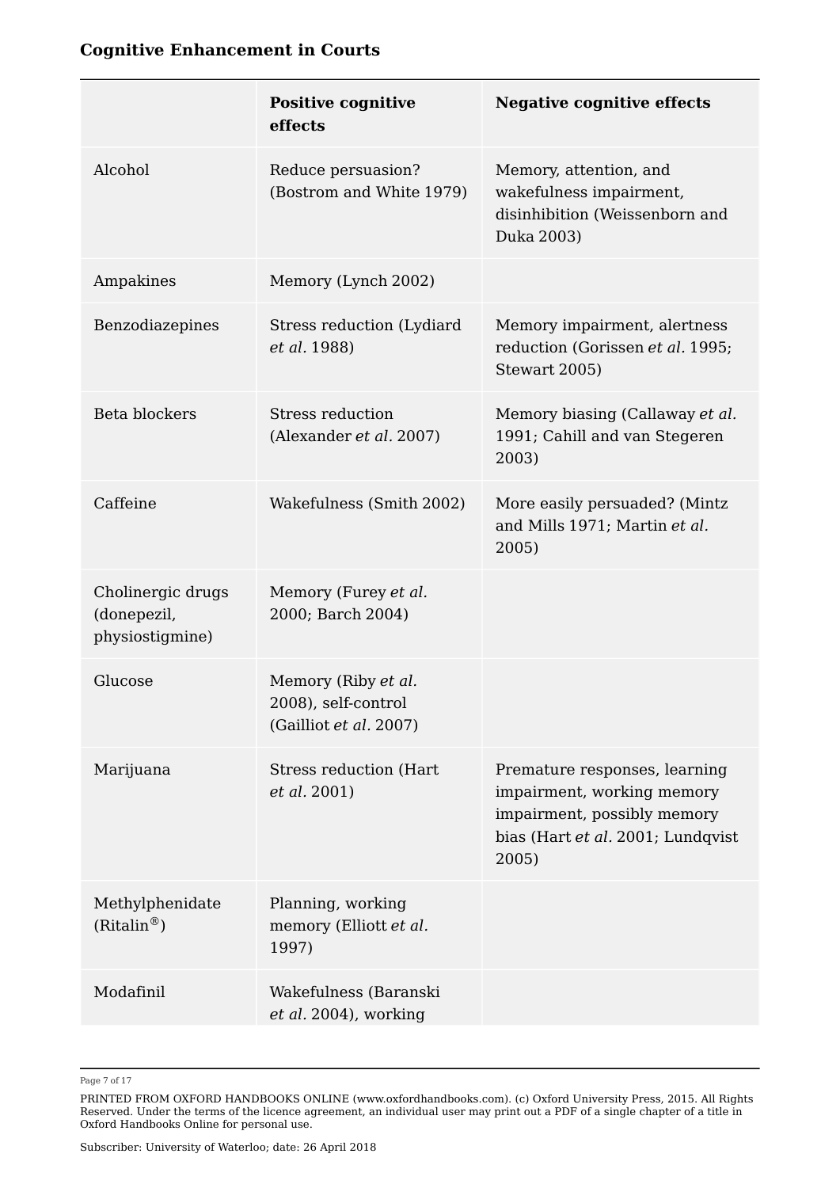|  | **Positive cognitive effects** | **Negative cognitive effects** |
|---|---|---|
| Alcohol | Reduce persuasion? (Bostrom and White 1979) | Memory, attention, and wakefulness impairment, disinhibition (Weissenborn and Duka 2003) |
| Ampakines | Memory (Lynch 2002) |  |
| Benzodiazepines | Stress reduction (Lydiard *et al.* 1988) | Memory impairment, alertness reduction (Gorissen *et al.* 1995; Stewart 2005) |
| Beta blockers | Stress reduction (Alexander *et al.* 2007) | Memory biasing (Callaway *et al.* 1991; Cahill and van Stegeren 2003) |
| Caffeine | Wakefulness (Smith 2002) | More easily persuaded? (Mintz and Mills 1971; Martin *et al.* 2005) |
| Cholinergic drugs (donepezil, physiostigmine) | Memory (Furey *et al.* 2000; Barch 2004) |  |
| Glucose | Memory (Riby *et al.* 2008), self-control (Gailliot *et al.* 2007) |  |
| Marijuana | Stress reduction (Hart *et al.* 2001) | Premature responses, learning impairment, working memory impairment, possibly memory bias (Hart *et al.* 2001; Lundqvist 2005) |
| Methylphenidate (Ritalin®) | Planning, working memory (Elliott *et al.* 1997) |  |
| Modafinil | Wakefulness (Baranski *et al.* 2004), working |  |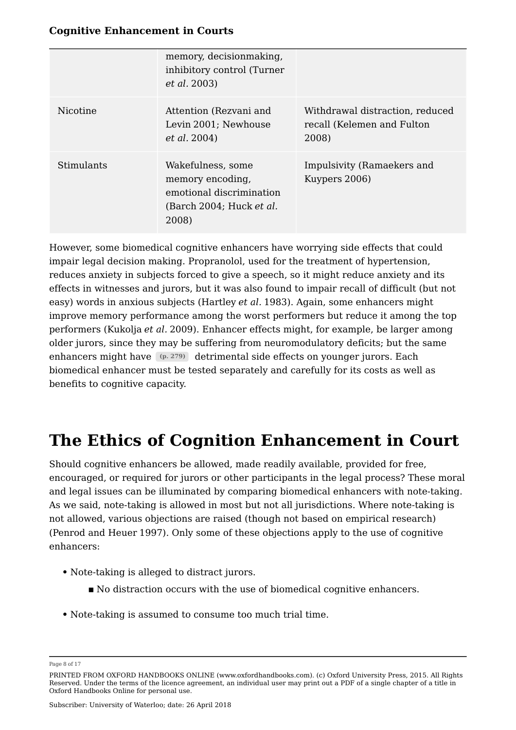| | | |
|---|---|---|
| | memory, decisionmaking, inhibitory control (Turner *et al*. 2003) | |
| Nicotine | Attention (Rezvani and Levin 2001; Newhouse *et al*. 2004) | Withdrawal distraction, reduced recall (Kelemen and Fulton 2008) |
| Stimulants | Wakefulness, some memory encoding, emotional discrimination (Barch 2004; Huck *et al.* 2008) | Impulsivity (Ramaekers and Kuypers 2006) |

However, some biomedical cognitive enhancers have worrying side effects that could impair legal decision making. Propranolol, used for the treatment of hypertension, reduces anxiety in subjects forced to give a speech, so it might reduce anxiety and its effects in witnesses and jurors, but it was also found to impair recall of difficult (but not easy) words in anxious subjects (Hartley *et al.* 1983). Again, some enhancers might improve memory performance among the worst performers but reduce it among the top performers (Kukolja *et al.* 2009). Enhancer effects might, for example, be larger among older jurors, since they may be suffering from neuromodulatory deficits; but the same enhancers might have (p. 279) detrimental side effects on younger jurors. Each biomedical enhancer must be tested separately and carefully for its costs as well as benefits to cognitive capacity.

# The Ethics of Cognition Enhancement in Court

Should cognitive enhancers be allowed, made readily available, provided for free, encouraged, or required for jurors or other participants in the legal process? These moral and legal issues can be illuminated by comparing biomedical enhancers with note-taking. As we said, note-taking is allowed in most but not all jurisdictions. Where note-taking is not allowed, various objections are raised (though not based on empirical research) (Penrod and Heuer 1997). Only some of these objections apply to the use of cognitive enhancers:

- Note-taking is alleged to distract jurors.
  - No distraction occurs with the use of biomedical cognitive enhancers.
- Note-taking is assumed to consume too much trial time.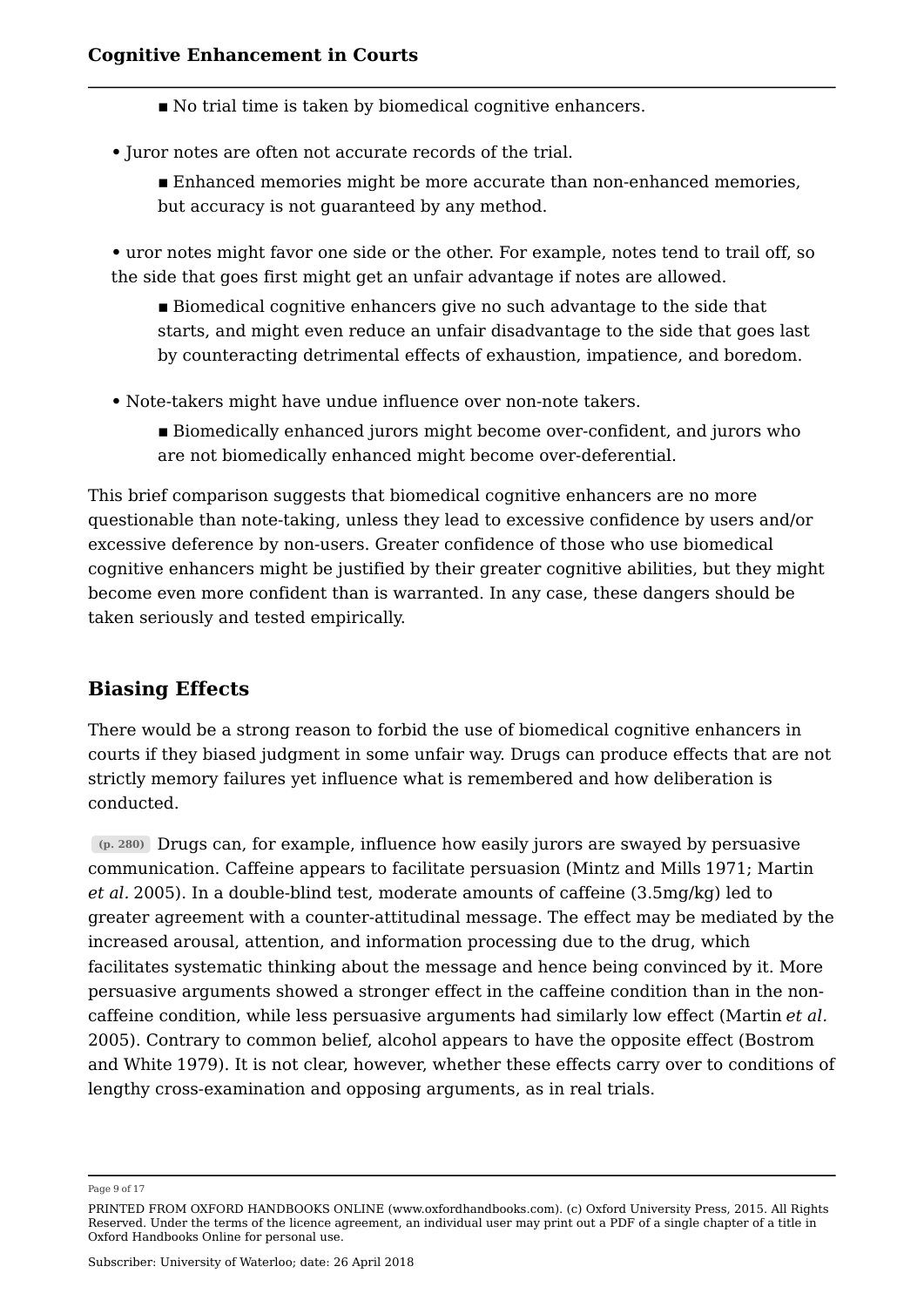- No trial time is taken by biomedical cognitive enhancers.

- Juror notes are often not accurate records of the trial.
    - Enhanced memories might be more accurate than non-enhanced memories, but accuracy is not guaranteed by any method.

- uror notes might favor one side or the other. For example, notes tend to trail off, so the side that goes first might get an unfair advantage if notes are allowed.
    - Biomedical cognitive enhancers give no such advantage to the side that starts, and might even reduce an unfair disadvantage to the side that goes last by counteracting detrimental effects of exhaustion, impatience, and boredom.

- Note-takers might have undue influence over non-note takers.
    - Biomedically enhanced jurors might become over-confident, and jurors who are not biomedically enhanced might become over-deferential.

This brief comparison suggests that biomedical cognitive enhancers are no more questionable than note-taking, unless they lead to excessive confidence by users and/or excessive deference by non-users. Greater confidence of those who use biomedical cognitive enhancers might be justified by their greater cognitive abilities, but they might become even more confident than is warranted. In any case, these dangers should be taken seriously and tested empirically.

## Biasing Effects

There would be a strong reason to forbid the use of biomedical cognitive enhancers in courts if they biased judgment in some unfair way. Drugs can produce effects that are not strictly memory failures yet influence what is remembered and how deliberation is conducted.

(p. 280) Drugs can, for example, influence how easily jurors are swayed by persuasive communication. Caffeine appears to facilitate persuasion (Mintz and Mills 1971; Martin *et al.* 2005). In a double-blind test, moderate amounts of caffeine (3.5mg/kg) led to greater agreement with a counter-attitudinal message. The effect may be mediated by the increased arousal, attention, and information processing due to the drug, which facilitates systematic thinking about the message and hence being convinced by it. More persuasive arguments showed a stronger effect in the caffeine condition than in the non-caffeine condition, while less persuasive arguments had similarly low effect (Martin *et al.* 2005). Contrary to common belief, alcohol appears to have the opposite effect (Bostrom and White 1979). It is not clear, however, whether these effects carry over to conditions of lengthy cross-examination and opposing arguments, as in real trials.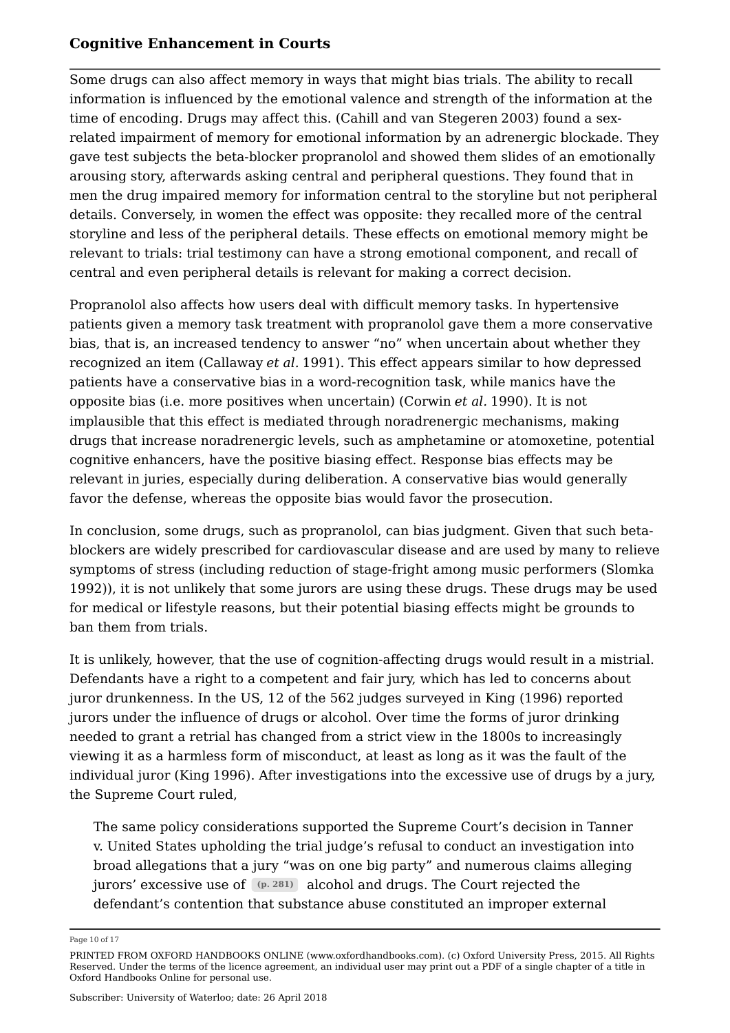Some drugs can also affect memory in ways that might bias trials. The ability to recall information is influenced by the emotional valence and strength of the information at the time of encoding. Drugs may affect this. (Cahill and van Stegeren 2003) found a sex-related impairment of memory for emotional information by an adrenergic blockade. They gave test subjects the beta-blocker propranolol and showed them slides of an emotionally arousing story, afterwards asking central and peripheral questions. They found that in men the drug impaired memory for information central to the storyline but not peripheral details. Conversely, in women the effect was opposite: they recalled more of the central storyline and less of the peripheral details. These effects on emotional memory might be relevant to trials: trial testimony can have a strong emotional component, and recall of central and even peripheral details is relevant for making a correct decision.

Propranolol also affects how users deal with difficult memory tasks. In hypertensive patients given a memory task treatment with propranolol gave them a more conservative bias, that is, an increased tendency to answer "no" when uncertain about whether they recognized an item (Callaway *et al.* 1991). This effect appears similar to how depressed patients have a conservative bias in a word-recognition task, while manics have the opposite bias (i.e. more positives when uncertain) (Corwin *et al.* 1990). It is not implausible that this effect is mediated through noradrenergic mechanisms, making drugs that increase noradrenergic levels, such as amphetamine or atomoxetine, potential cognitive enhancers, have the positive biasing effect. Response bias effects may be relevant in juries, especially during deliberation. A conservative bias would generally favor the defense, whereas the opposite bias would favor the prosecution.

In conclusion, some drugs, such as propranolol, can bias judgment. Given that such beta-blockers are widely prescribed for cardiovascular disease and are used by many to relieve symptoms of stress (including reduction of stage-fright among music performers (Slomka 1992)), it is not unlikely that some jurors are using these drugs. These drugs may be used for medical or lifestyle reasons, but their potential biasing effects might be grounds to ban them from trials.

It is unlikely, however, that the use of cognition-affecting drugs would result in a mistrial. Defendants have a right to a competent and fair jury, which has led to concerns about juror drunkenness. In the US, 12 of the 562 judges surveyed in King (1996) reported jurors under the influence of drugs or alcohol. Over time the forms of juror drinking needed to grant a retrial has changed from a strict view in the 1800s to increasingly viewing it as a harmless form of misconduct, at least as long as it was the fault of the individual juror (King 1996). After investigations into the excessive use of drugs by a jury, the Supreme Court ruled,

> The same policy considerations supported the Supreme Court's decision in Tanner v. United States upholding the trial judge's refusal to conduct an investigation into broad allegations that a jury "was on one big party" and numerous claims alleging jurors' excessive use of (p. 281) alcohol and drugs. The Court rejected the defendant's contention that substance abuse constituted an improper external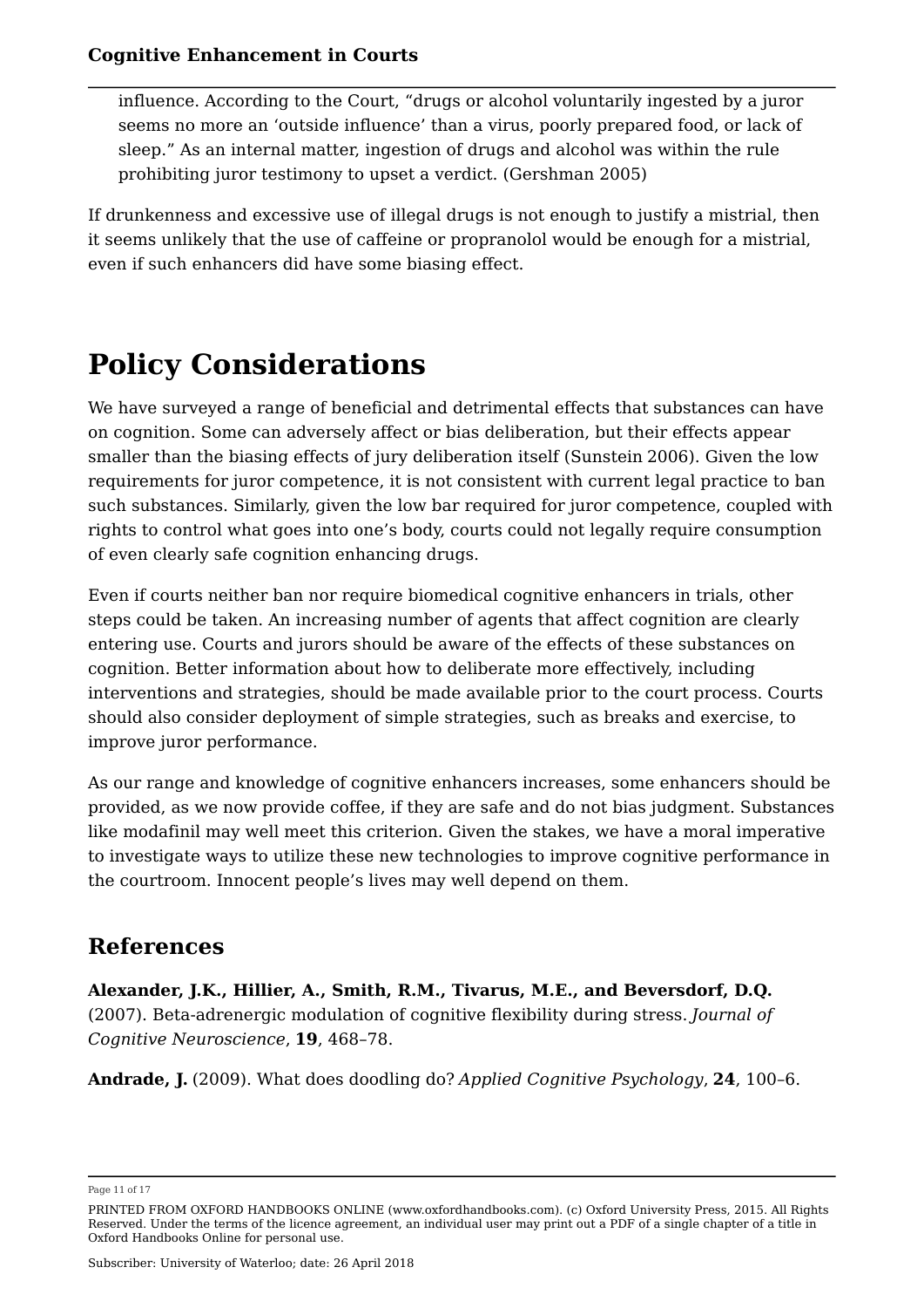> influence. According to the Court, "drugs or alcohol voluntarily ingested by a juror seems no more an 'outside influence' than a virus, poorly prepared food, or lack of sleep." As an internal matter, ingestion of drugs and alcohol was within the rule prohibiting juror testimony to upset a verdict. (Gershman 2005)

If drunkenness and excessive use of illegal drugs is not enough to justify a mistrial, then it seems unlikely that the use of caffeine or propranolol would be enough for a mistrial, even if such enhancers did have some biasing effect.

# Policy Considerations

We have surveyed a range of beneficial and detrimental effects that substances can have on cognition. Some can adversely affect or bias deliberation, but their effects appear smaller than the biasing effects of jury deliberation itself (Sunstein 2006). Given the low requirements for juror competence, it is not consistent with current legal practice to ban such substances. Similarly, given the low bar required for juror competence, coupled with rights to control what goes into one's body, courts could not legally require consumption of even clearly safe cognition enhancing drugs.

Even if courts neither ban nor require biomedical cognitive enhancers in trials, other steps could be taken. An increasing number of agents that affect cognition are clearly entering use. Courts and jurors should be aware of the effects of these substances on cognition. Better information about how to deliberate more effectively, including interventions and strategies, should be made available prior to the court process. Courts should also consider deployment of simple strategies, such as breaks and exercise, to improve juror performance.

As our range and knowledge of cognitive enhancers increases, some enhancers should be provided, as we now provide coffee, if they are safe and do not bias judgment. Substances like modafinil may well meet this criterion. Given the stakes, we have a moral imperative to investigate ways to utilize these new technologies to improve cognitive performance in the courtroom. Innocent people's lives may well depend on them.

## References

**Alexander, J.K., Hillier, A., Smith, R.M., Tivarus, M.E., and Beversdorf, D.Q.** (2007). Beta-adrenergic modulation of cognitive flexibility during stress. *Journal of Cognitive Neuroscience*, **19**, 468–78.

**Andrade, J.** (2009). What does doodling do? *Applied Cognitive Psychology*, **24**, 100–6.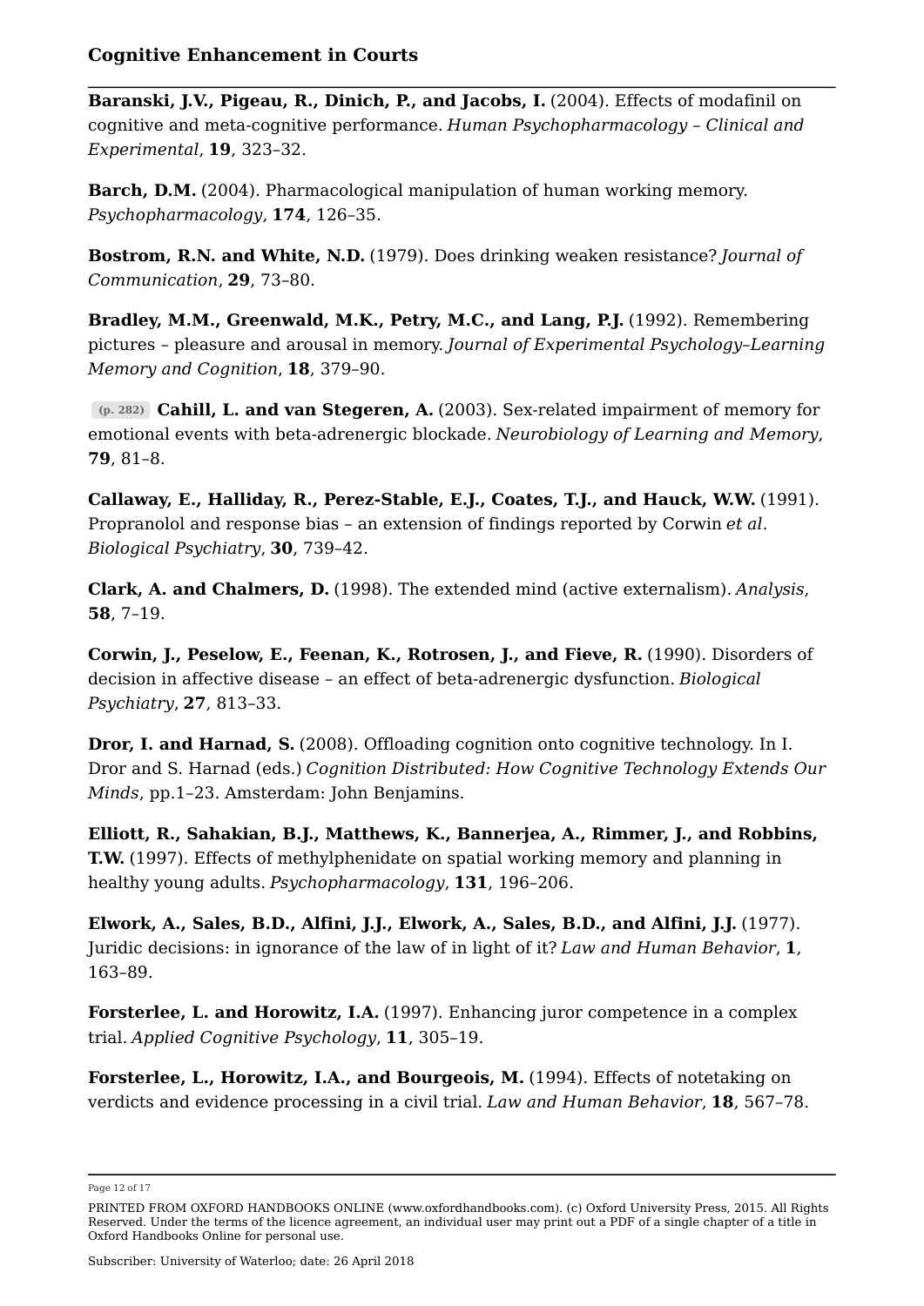**Baranski, J.V., Pigeau, R., Dinich, P., and Jacobs, I.** (2004). Effects of modafinil on cognitive and meta-cognitive performance. *Human Psychopharmacology – Clinical and Experimental*, **19**, 323–32.

**Barch, D.M.** (2004). Pharmacological manipulation of human working memory. *Psychopharmacology*, **174**, 126–35.

**Bostrom, R.N. and White, N.D.** (1979). Does drinking weaken resistance? *Journal of Communication*, **29**, 73–80.

**Bradley, M.M., Greenwald, M.K., Petry, M.C., and Lang, P.J.** (1992). Remembering pictures – pleasure and arousal in memory. *Journal of Experimental Psychology–Learning Memory and Cognition*, **18**, 379–90.

(p. 282) **Cahill, L. and van Stegeren, A.** (2003). Sex-related impairment of memory for emotional events with beta-adrenergic blockade. *Neurobiology of Learning and Memory*, **79**, 81–8.

**Callaway, E., Halliday, R., Perez-Stable, E.J., Coates, T.J., and Hauck, W.W.** (1991). Propranolol and response bias – an extension of findings reported by Corwin *et al*. *Biological Psychiatry*, **30**, 739–42.

**Clark, A. and Chalmers, D.** (1998). The extended mind (active externalism). *Analysis*, **58**, 7–19.

**Corwin, J., Peselow, E., Feenan, K., Rotrosen, J., and Fieve, R.** (1990). Disorders of decision in affective disease – an effect of beta-adrenergic dysfunction. *Biological Psychiatry*, **27**, 813–33.

**Dror, I. and Harnad, S.** (2008). Offloading cognition onto cognitive technology. In I. Dror and S. Harnad (eds.) *Cognition Distributed: How Cognitive Technology Extends Our Minds*, pp.1–23. Amsterdam: John Benjamins.

**Elliott, R., Sahakian, B.J., Matthews, K., Bannerjea, A., Rimmer, J., and Robbins, T.W.** (1997). Effects of methylphenidate on spatial working memory and planning in healthy young adults. *Psychopharmacology*, **131**, 196–206.

**Elwork, A., Sales, B.D., Alfini, J.J., Elwork, A., Sales, B.D., and Alfini, J.J.** (1977). Juridic decisions: in ignorance of the law of in light of it? *Law and Human Behavior*, **1**, 163–89.

**Forsterlee, L. and Horowitz, I.A.** (1997). Enhancing juror competence in a complex trial. *Applied Cognitive Psychology*, **11**, 305–19.

**Forsterlee, L., Horowitz, I.A., and Bourgeois, M.** (1994). Effects of notetaking on verdicts and evidence processing in a civil trial. *Law and Human Behavior*, **18**, 567–78.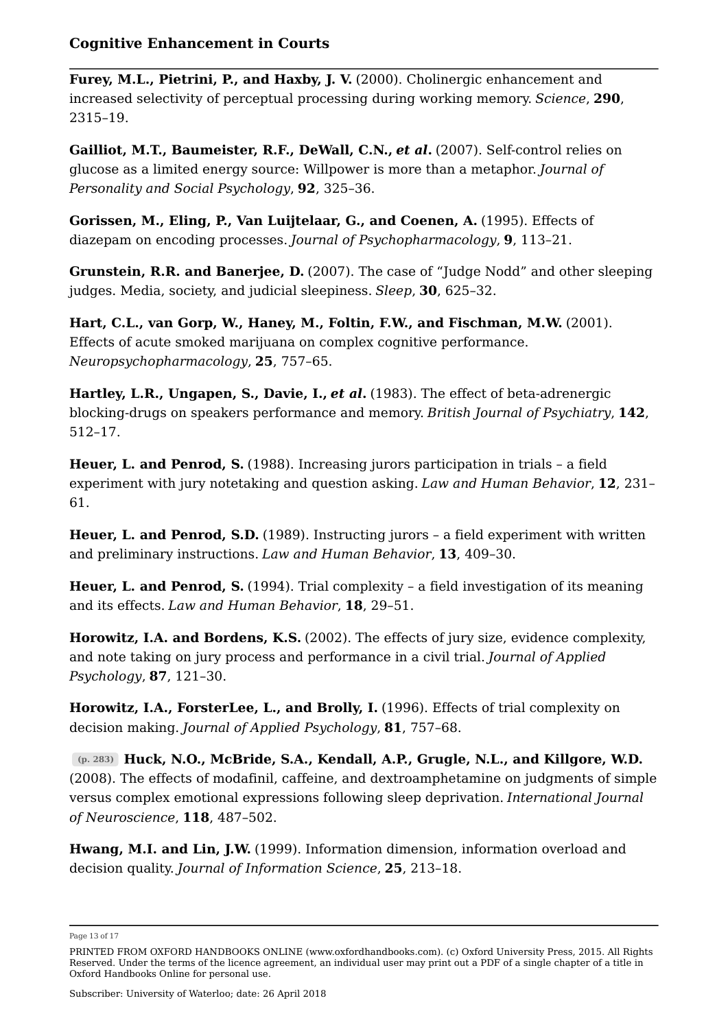**Furey, M.L., Pietrini, P., and Haxby, J. V.** (2000). Cholinergic enhancement and increased selectivity of perceptual processing during working memory. *Science*, **290**, 2315–19.

**Gailliot, M.T., Baumeister, R.F., DeWall, C.N., *et al*.** (2007). Self-control relies on glucose as a limited energy source: Willpower is more than a metaphor. *Journal of Personality and Social Psychology*, **92**, 325–36.

**Gorissen, M., Eling, P., Van Luijtelaar, G., and Coenen, A.** (1995). Effects of diazepam on encoding processes. *Journal of Psychopharmacology*, **9**, 113–21.

**Grunstein, R.R. and Banerjee, D.** (2007). The case of "Judge Nodd" and other sleeping judges. Media, society, and judicial sleepiness. *Sleep*, **30**, 625–32.

**Hart, C.L., van Gorp, W., Haney, M., Foltin, F.W., and Fischman, M.W.** (2001). Effects of acute smoked marijuana on complex cognitive performance. *Neuropsychopharmacology*, **25**, 757–65.

**Hartley, L.R., Ungapen, S., Davie, I., *et al*.** (1983). The effect of beta-adrenergic blocking-drugs on speakers performance and memory. *British Journal of Psychiatry*, **142**, 512–17.

**Heuer, L. and Penrod, S.** (1988). Increasing jurors participation in trials – a field experiment with jury notetaking and question asking. *Law and Human Behavior*, **12**, 231–61.

**Heuer, L. and Penrod, S.D.** (1989). Instructing jurors – a field experiment with written and preliminary instructions. *Law and Human Behavior*, **13**, 409–30.

**Heuer, L. and Penrod, S.** (1994). Trial complexity – a field investigation of its meaning and its effects. *Law and Human Behavior*, **18**, 29–51.

**Horowitz, I.A. and Bordens, K.S.** (2002). The effects of jury size, evidence complexity, and note taking on jury process and performance in a civil trial. *Journal of Applied Psychology*, **87**, 121–30.

**Horowitz, I.A., ForsterLee, L., and Brolly, I.** (1996). Effects of trial complexity on decision making. *Journal of Applied Psychology*, **81**, 757–68.

(p. 283) **Huck, N.O., McBride, S.A., Kendall, A.P., Grugle, N.L., and Killgore, W.D.** (2008). The effects of modafinil, caffeine, and dextroamphetamine on judgments of simple versus complex emotional expressions following sleep deprivation. *International Journal of Neuroscience*, **118**, 487–502.

**Hwang, M.I. and Lin, J.W.** (1999). Information dimension, information overload and decision quality. *Journal of Information Science*, **25**, 213–18.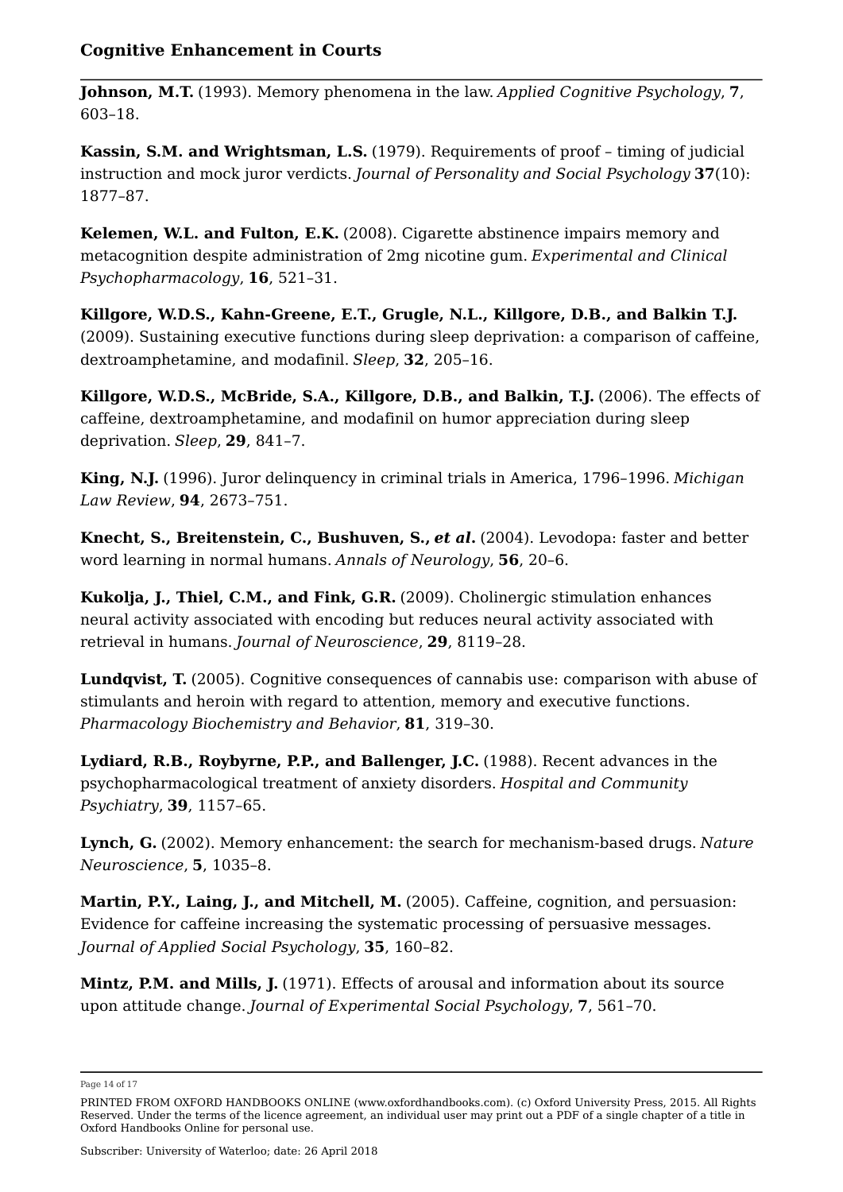**Johnson, M.T.** (1993). Memory phenomena in the law. *Applied Cognitive Psychology*, **7**, 603–18.

**Kassin, S.M. and Wrightsman, L.S.** (1979). Requirements of proof – timing of judicial instruction and mock juror verdicts. *Journal of Personality and Social Psychology* **37**(10): 1877–87.

**Kelemen, W.L. and Fulton, E.K.** (2008). Cigarette abstinence impairs memory and metacognition despite administration of 2mg nicotine gum. *Experimental and Clinical Psychopharmacology*, **16**, 521–31.

**Killgore, W.D.S., Kahn-Greene, E.T., Grugle, N.L., Killgore, D.B., and Balkin T.J.** (2009). Sustaining executive functions during sleep deprivation: a comparison of caffeine, dextroamphetamine, and modafinil. *Sleep*, **32**, 205–16.

**Killgore, W.D.S., McBride, S.A., Killgore, D.B., and Balkin, T.J.** (2006). The effects of caffeine, dextroamphetamine, and modafinil on humor appreciation during sleep deprivation. *Sleep*, **29**, 841–7.

**King, N.J.** (1996). Juror delinquency in criminal trials in America, 1796–1996. *Michigan Law Review*, **94**, 2673–751.

**Knecht, S., Breitenstein, C., Bushuven, S., *et al*.** (2004). Levodopa: faster and better word learning in normal humans. *Annals of Neurology*, **56**, 20–6.

**Kukolja, J., Thiel, C.M., and Fink, G.R.** (2009). Cholinergic stimulation enhances neural activity associated with encoding but reduces neural activity associated with retrieval in humans. *Journal of Neuroscience*, **29**, 8119–28.

**Lundqvist, T.** (2005). Cognitive consequences of cannabis use: comparison with abuse of stimulants and heroin with regard to attention, memory and executive functions. *Pharmacology Biochemistry and Behavior*, **81**, 319–30.

**Lydiard, R.B., Roybyrne, P.P., and Ballenger, J.C.** (1988). Recent advances in the psychopharmacological treatment of anxiety disorders. *Hospital and Community Psychiatry*, **39**, 1157–65.

**Lynch, G.** (2002). Memory enhancement: the search for mechanism-based drugs. *Nature Neuroscience*, **5**, 1035–8.

**Martin, P.Y., Laing, J., and Mitchell, M.** (2005). Caffeine, cognition, and persuasion: Evidence for caffeine increasing the systematic processing of persuasive messages. *Journal of Applied Social Psychology*, **35**, 160–82.

**Mintz, P.M. and Mills, J.** (1971). Effects of arousal and information about its source upon attitude change. *Journal of Experimental Social Psychology*, **7**, 561–70.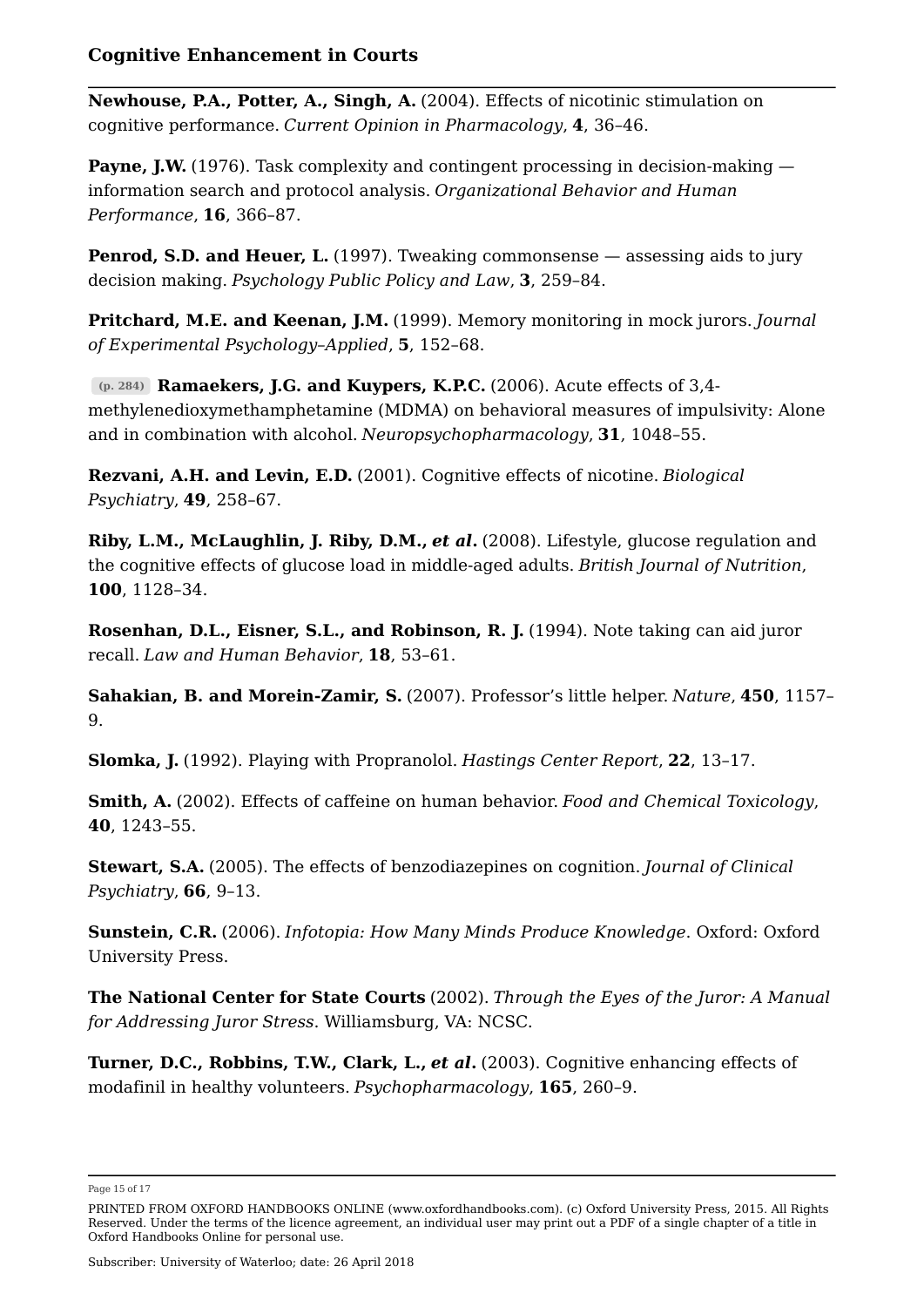**Newhouse, P.A., Potter, A., Singh, A.** (2004). Effects of nicotinic stimulation on cognitive performance. *Current Opinion in Pharmacology*, **4**, 36–46.

**Payne, J.W.** (1976). Task complexity and contingent processing in decision-making — information search and protocol analysis. *Organizational Behavior and Human Performance*, **16**, 366–87.

**Penrod, S.D. and Heuer, L.** (1997). Tweaking commonsense — assessing aids to jury decision making. *Psychology Public Policy and Law*, **3**, 259–84.

**Pritchard, M.E. and Keenan, J.M.** (1999). Memory monitoring in mock jurors. *Journal of Experimental Psychology–Applied*, **5**, 152–68.

(p. 284) **Ramaekers, J.G. and Kuypers, K.P.C.** (2006). Acute effects of 3,4-methylenedioxymethamphetamine (MDMA) on behavioral measures of impulsivity: Alone and in combination with alcohol. *Neuropsychopharmacology*, **31**, 1048–55.

**Rezvani, A.H. and Levin, E.D.** (2001). Cognitive effects of nicotine. *Biological Psychiatry*, **49**, 258–67.

**Riby, L.M., McLaughlin, J. Riby, D.M., *et al*.** (2008). Lifestyle, glucose regulation and the cognitive effects of glucose load in middle-aged adults. *British Journal of Nutrition*, **100**, 1128–34.

**Rosenhan, D.L., Eisner, S.L., and Robinson, R. J.** (1994). Note taking can aid juror recall. *Law and Human Behavior*, **18**, 53–61.

**Sahakian, B. and Morein-Zamir, S.** (2007). Professor's little helper. *Nature*, **450**, 1157–9.

**Slomka, J.** (1992). Playing with Propranolol. *Hastings Center Report*, **22**, 13–17.

**Smith, A.** (2002). Effects of caffeine on human behavior. *Food and Chemical Toxicology*, **40**, 1243–55.

**Stewart, S.A.** (2005). The effects of benzodiazepines on cognition. *Journal of Clinical Psychiatry*, **66**, 9–13.

**Sunstein, C.R.** (2006). *Infotopia: How Many Minds Produce Knowledge*. Oxford: Oxford University Press.

**The National Center for State Courts** (2002). *Through the Eyes of the Juror: A Manual for Addressing Juror Stress*. Williamsburg, VA: NCSC.

**Turner, D.C., Robbins, T.W., Clark, L., *et al*.** (2003). Cognitive enhancing effects of modafinil in healthy volunteers. *Psychopharmacology*, **165**, 260–9.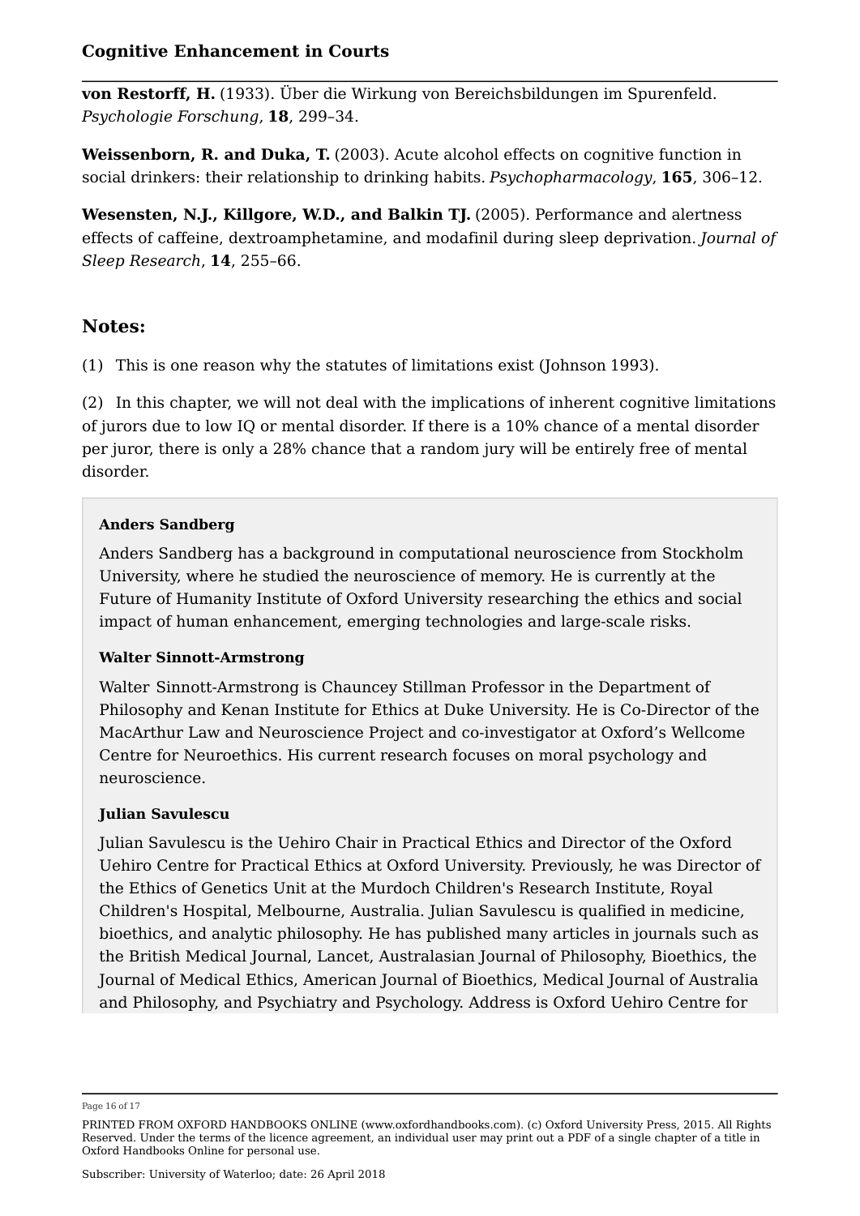**von Restorff, H.** (1933). Über die Wirkung von Bereichsbildungen im Spurenfeld. *Psychologie Forschung*, **18**, 299–34.

**Weissenborn, R. and Duka, T.** (2003). Acute alcohol effects on cognitive function in social drinkers: their relationship to drinking habits. *Psychopharmacology*, **165**, 306–12.

**Wesensten, N.J., Killgore, W.D., and Balkin TJ.** (2005). Performance and alertness effects of caffeine, dextroamphetamine, and modafinil during sleep deprivation. *Journal of Sleep Research*, **14**, 255–66.

## Notes:

(1) This is one reason why the statutes of limitations exist (Johnson 1993).

(2) In this chapter, we will not deal with the implications of inherent cognitive limitations of jurors due to low IQ or mental disorder. If there is a 10% chance of a mental disorder per juror, there is only a 28% chance that a random jury will be entirely free of mental disorder.

**Anders Sandberg**

Anders Sandberg has a background in computational neuroscience from Stockholm University, where he studied the neuroscience of memory. He is currently at the Future of Humanity Institute of Oxford University researching the ethics and social impact of human enhancement, emerging technologies and large-scale risks.

**Walter Sinnott-Armstrong**

Walter Sinnott-Armstrong is Chauncey Stillman Professor in the Department of Philosophy and Kenan Institute for Ethics at Duke University. He is Co-Director of the MacArthur Law and Neuroscience Project and co-investigator at Oxford's Wellcome Centre for Neuroethics. His current research focuses on moral psychology and neuroscience.

**Julian Savulescu**

Julian Savulescu is the Uehiro Chair in Practical Ethics and Director of the Oxford Uehiro Centre for Practical Ethics at Oxford University. Previously, he was Director of the Ethics of Genetics Unit at the Murdoch Children's Research Institute, Royal Children's Hospital, Melbourne, Australia. Julian Savulescu is qualified in medicine, bioethics, and analytic philosophy. He has published many articles in journals such as the British Medical Journal, Lancet, Australasian Journal of Philosophy, Bioethics, the Journal of Medical Ethics, American Journal of Bioethics, Medical Journal of Australia and Philosophy, and Psychiatry and Psychology. Address is Oxford Uehiro Centre for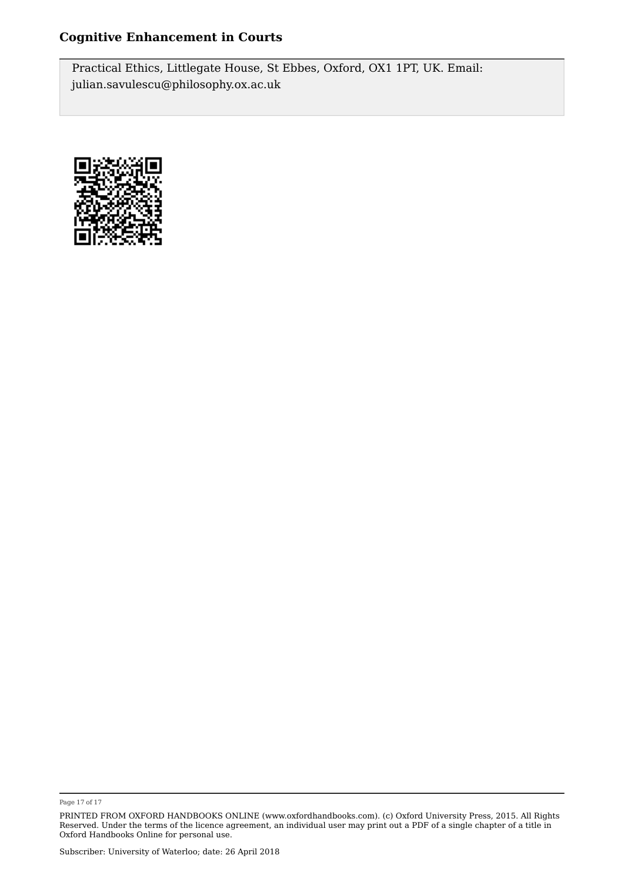Practical Ethics, Littlegate House, St Ebbes, Oxford, OX1 1PT, UK. Email: julian.savulescu@philosophy.ox.ac.uk